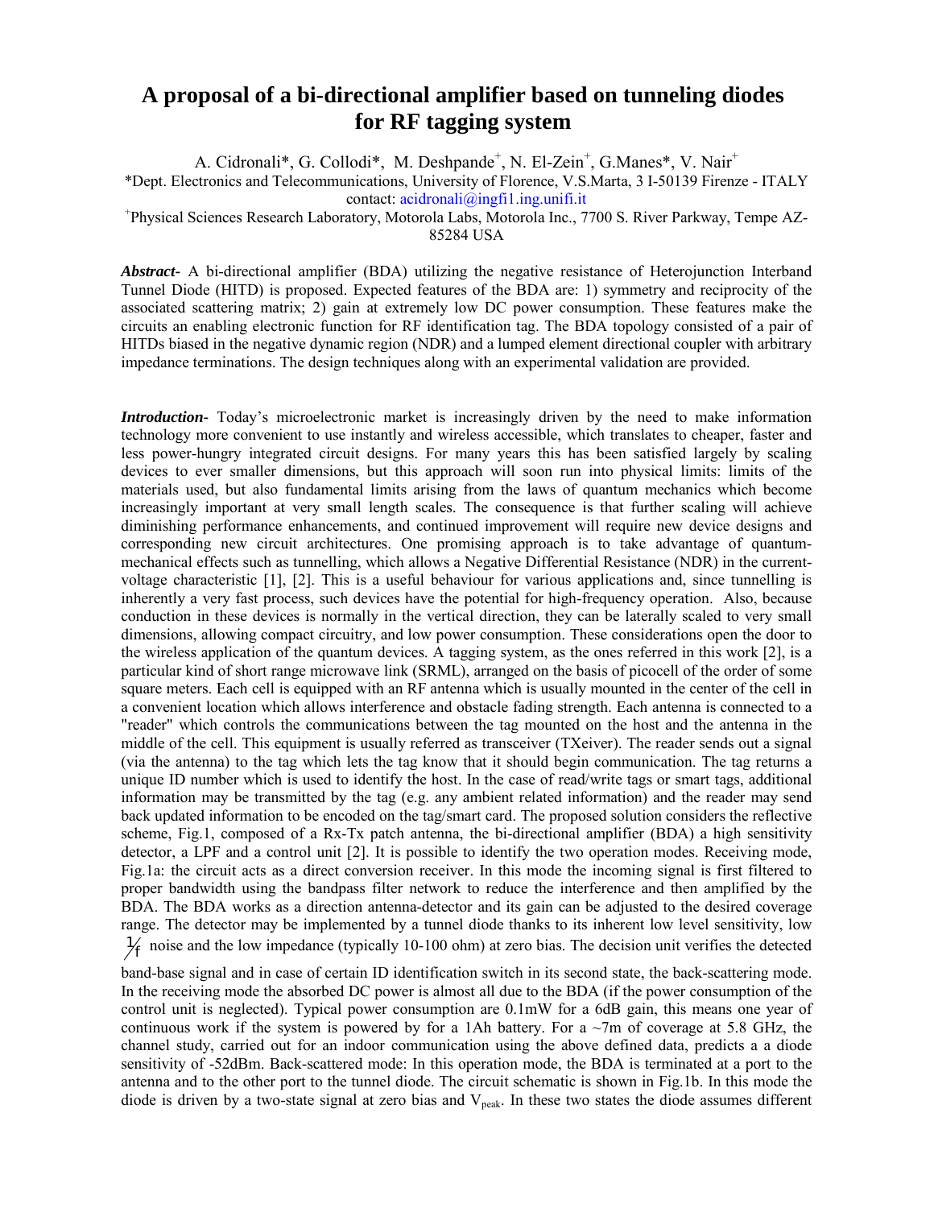# A proposal of a bi-directional amplifier based on tunneling diodes for RF tagging system

A. Cidronali*, G. Collodi*, M. Deshpande[+], N. El-Zein[+], G.Manes*, V. Nair[+]

*Dept. Electronics and Telecommunications, University of Florence, V.S.Marta, 3 I-50139 Firenze - ITALY
contact: acidronali@ingfi1.ing.unifi.it

[+]Physical Sciences Research Laboratory, Motorola Labs, Motorola Inc., 7700 S. River Parkway, Tempe AZ-85284 USA

***Abstract-*** A bi-directional amplifier (BDA) utilizing the negative resistance of Heterojunction Interband Tunnel Diode (HITD) is proposed. Expected features of the BDA are: 1) symmetry and reciprocity of the associated scattering matrix; 2) gain at extremely low DC power consumption. These features make the circuits an enabling electronic function for RF identification tag. The BDA topology consisted of a pair of HITDs biased in the negative dynamic region (NDR) and a lumped element directional coupler with arbitrary impedance terminations. The design techniques along with an experimental validation are provided.

***Introduction-*** Today's microelectronic market is increasingly driven by the need to make information technology more convenient to use instantly and wireless accessible, which translates to cheaper, faster and less power-hungry integrated circuit designs. For many years this has been satisfied largely by scaling devices to ever smaller dimensions, but this approach will soon run into physical limits: limits of the materials used, but also fundamental limits arising from the laws of quantum mechanics which become increasingly important at very small length scales. The consequence is that further scaling will achieve diminishing performance enhancements, and continued improvement will require new device designs and corresponding new circuit architectures. One promising approach is to take advantage of quantum-mechanical effects such as tunnelling, which allows a Negative Differential Resistance (NDR) in the current-voltage characteristic [1], [2]. This is a useful behaviour for various applications and, since tunnelling is inherently a very fast process, such devices have the potential for high-frequency operation. Also, because conduction in these devices is normally in the vertical direction, they can be laterally scaled to very small dimensions, allowing compact circuitry, and low power consumption. These considerations open the door to the wireless application of the quantum devices. A tagging system, as the ones referred in this work [2], is a particular kind of short range microwave link (SRML), arranged on the basis of picocell of the order of some square meters. Each cell is equipped with an RF antenna which is usually mounted in the center of the cell in a convenient location which allows interference and obstacle fading strength. Each antenna is connected to a "reader" which controls the communications between the tag mounted on the host and the antenna in the middle of the cell. This equipment is usually referred as transceiver (TXeiver). The reader sends out a signal (via the antenna) to the tag which lets the tag know that it should begin communication. The tag returns a unique ID number which is used to identify the host. In the case of read/write tags or smart tags, additional information may be transmitted by the tag (e.g. any ambient related information) and the reader may send back updated information to be encoded on the tag/smart card. The proposed solution considers the reflective scheme, Fig.1, composed of a Rx-Tx patch antenna, the bi-directional amplifier (BDA) a high sensitivity detector, a LPF and a control unit [2]. It is possible to identify the two operation modes. Receiving mode, Fig.1a: the circuit acts as a direct conversion receiver. In this mode the incoming signal is first filtered to proper bandwidth using the bandpass filter network to reduce the interference and then amplified by the BDA. The BDA works as a direction antenna-detector and its gain can be adjusted to the desired coverage range. The detector may be implemented by a tunnel diode thanks to its inherent low level sensitivity, low $1/f$ noise and the low impedance (typically 10-100 ohm) at zero bias. The decision unit verifies the detected band-base signal and in case of certain ID identification switch in its second state, the back-scattering mode. In the receiving mode the absorbed DC power is almost all due to the BDA (if the power consumption of the control unit is neglected). Typical power consumption are 0.1mW for a 6dB gain, this means one year of continuous work if the system is powered by for a 1Ah battery. For a ~7m of coverage at 5.8 GHz, the channel study, carried out for an indoor communication using the above defined data, predicts a a diode sensitivity of -52dBm. Back-scattered mode: In this operation mode, the BDA is terminated at a port to the antenna and to the other port to the tunnel diode. The circuit schematic is shown in Fig.1b. In this mode the diode is driven by a two-state signal at zero bias and $V_{peak}$. In these two states the diode assumes different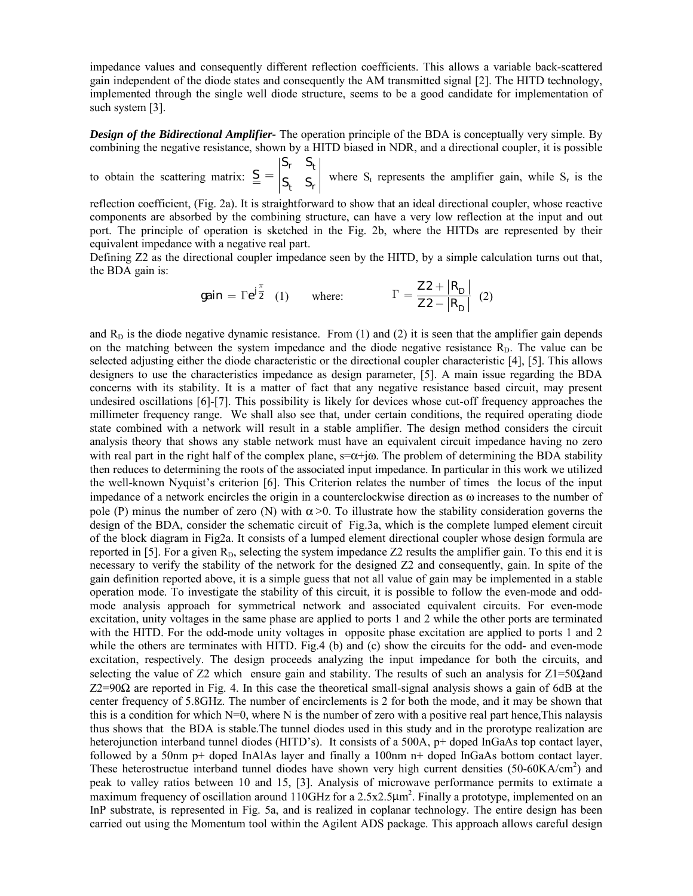impedance values and consequently different reflection coefficients. This allows a variable back-scattered gain independent of the diode states and consequently the AM transmitted signal [2]. The HITD technology, implemented through the single well diode structure, seems to be a good candidate for implementation of such system [3].

***Design of the Bidirectional Amplifier-*** The operation principle of the BDA is conceptually very simple. By combining the negative resistance, shown by a HITD biased in NDR, and a directional coupler, it is possible to obtain the scattering matrix: $\underline{\underline{S}} = \begin{vmatrix} S_r & S_t \\ S_t & S_r \end{vmatrix}$ where $S_t$ represents the amplifier gain, while $S_r$ is the reflection coefficient, (Fig. 2a). It is straightforward to show that an ideal directional coupler, whose reactive components are absorbed by the combining structure, can have a very low reflection at the input and out port. The principle of operation is sketched in the Fig. 2b, where the HITDs are represented by their equivalent impedance with a negative real part.

Defining Z2 as the directional coupler impedance seen by the HITD, by a simple calculation turns out that, the BDA gain is:

$$gain = \Gamma e^{j\frac{\pi}{2}} \quad (1) \qquad \text{where:} \qquad \Gamma = \frac{Z2 + |R_D|}{Z2 - |R_D|} \quad (2)$$

and $R_D$ is the diode negative dynamic resistance. From (1) and (2) it is seen that the amplifier gain depends on the matching between the system impedance and the diode negative resistance $R_D$. The value can be selected adjusting either the diode characteristic or the directional coupler characteristic [4], [5]. This allows designers to use the characteristics impedance as design parameter, [5]. A main issue regarding the BDA concerns with its stability. It is a matter of fact that any negative resistance based circuit, may present undesired oscillations [6]-[7]. This possibility is likely for devices whose cut-off frequency approaches the millimeter frequency range. We shall also see that, under certain conditions, the required operating diode state combined with a network will result in a stable amplifier. The design method considers the circuit analysis theory that shows any stable network must have an equivalent circuit impedance having no zero with real part in the right half of the complex plane, $s=\alpha+j\omega$. The problem of determining the BDA stability then reduces to determining the roots of the associated input impedance. In particular in this work we utilized the well-known Nyquist's criterion [6]. This Criterion relates the number of times the locus of the input impedance of a network encircles the origin in a counterclockwise direction as $\omega$ increases to the number of pole (P) minus the number of zero (N) with $\alpha>0$. To illustrate how the stability consideration governs the design of the BDA, consider the schematic circuit of Fig.3a, which is the complete lumped element circuit of the block diagram in Fig2a. It consists of a lumped element directional coupler whose design formula are reported in [5]. For a given $R_D$, selecting the system impedance Z2 results the amplifier gain. To this end it is necessary to verify the stability of the network for the designed Z2 and consequently, gain. In spite of the gain definition reported above, it is a simple guess that not all value of gain may be implemented in a stable operation mode. To investigate the stability of this circuit, it is possible to follow the even-mode and odd-mode analysis approach for symmetrical network and associated equivalent circuits. For even-mode excitation, unity voltages in the same phase are applied to ports 1 and 2 while the other ports are terminated with the HITD. For the odd-mode unity voltages in opposite phase excitation are applied to ports 1 and 2 while the others are terminates with HITD. Fig.4 (b) and (c) show the circuits for the odd- and even-mode excitation, respectively. The design proceeds analyzing the input impedance for both the circuits, and selecting the value of Z2 which ensure gain and stability. The results of such an analysis for Z1=50Ωand Z2=90Ω are reported in Fig. 4. In this case the theoretical small-signal analysis shows a gain of 6dB at the center frequency of 5.8GHz. The number of encirclements is 2 for both the mode, and it may be shown that this is a condition for which N=0, where N is the number of zero with a positive real part hence,This nalaysis thus shows that the BDA is stable.The tunnel diodes used in this study and in the prorotype realization are heterojunction interband tunnel diodes (HITD's). It consists of a 500A, p+ doped InGaAs top contact layer, followed by a 50nm p+ doped InAlAs layer and finally a 100nm n+ doped InGaAs bottom contact layer. These heterostructue interband tunnel diodes have shown very high current densities (50-60KA/cm$^2$) and peak to valley ratios between 10 and 15, [3]. Analysis of microwave performance permits to extimate a maximum frequency of oscillation around 110GHz for a 2.5x2.5μm$^2$. Finally a prototype, implemented on an InP substrate, is represented in Fig. 5a, and is realized in coplanar technology. The entire design has been carried out using the Momentum tool within the Agilent ADS package. This approach allows careful design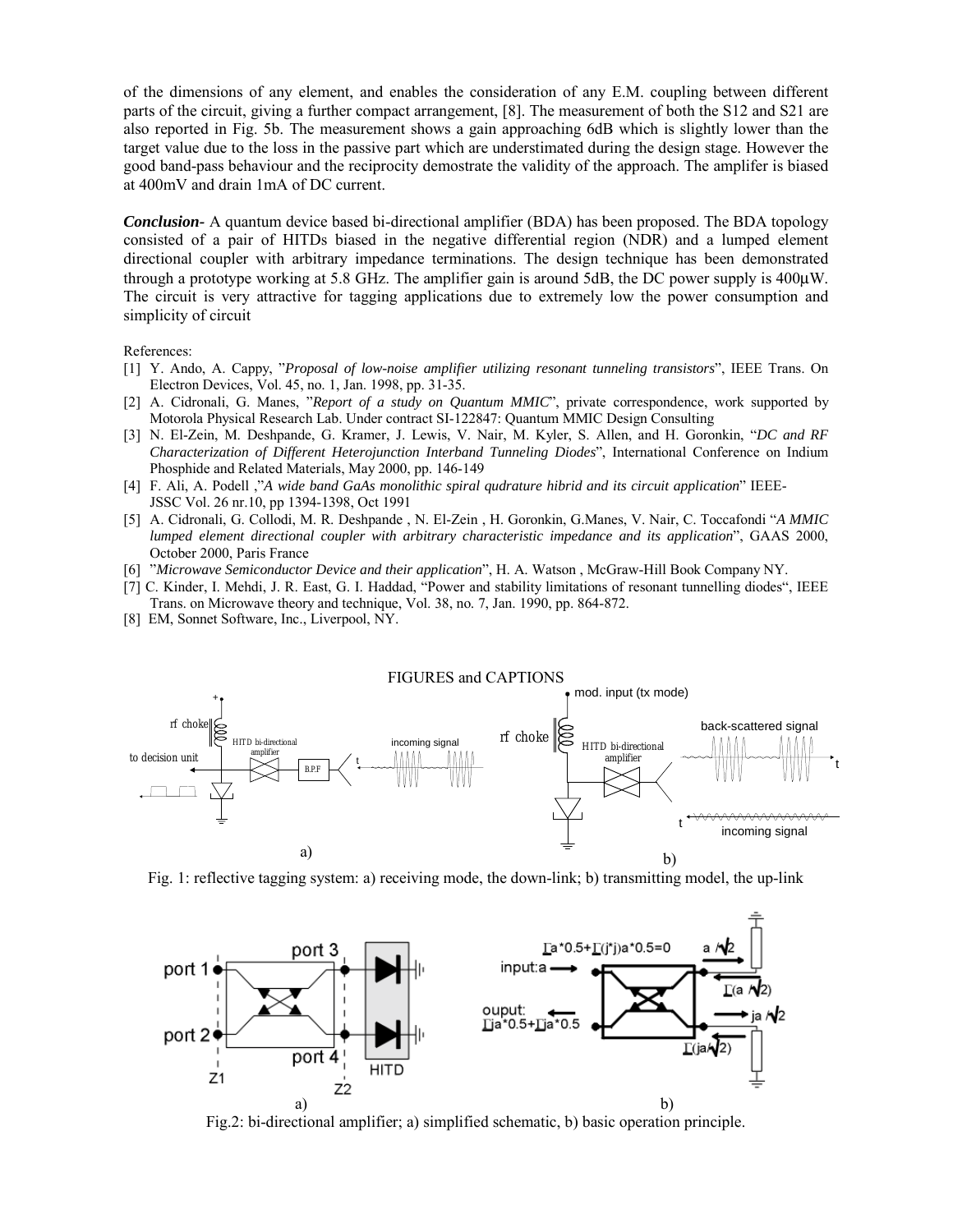of the dimensions of any element, and enables the consideration of any E.M. coupling between different parts of the circuit, giving a further compact arrangement, [8]. The measurement of both the S12 and S21 are also reported in Fig. 5b. The measurement shows a gain approaching 6dB which is slightly lower than the target value due to the loss in the passive part which are understimated during the design stage. However the good band-pass behaviour and the reciprocity demostrate the validity of the approach. The amplifer is biased at 400mV and drain 1mA of DC current.

***Conclusion-*** A quantum device based bi-directional amplifier (BDA) has been proposed. The BDA topology consisted of a pair of HITDs biased in the negative differential region (NDR) and a lumped element directional coupler with arbitrary impedance terminations. The design technique has been demonstrated through a prototype working at 5.8 GHz. The amplifier gain is around 5dB, the DC power supply is 400µW. The circuit is very attractive for tagging applications due to extremely low the power consumption and simplicity of circuit

References:

[1] Y. Ando, A. Cappy, "*Proposal of low-noise amplifier utilizing resonant tunneling transistors*", IEEE Trans. On Electron Devices, Vol. 45, no. 1, Jan. 1998, pp. 31-35.

[2] A. Cidronali, G. Manes, "*Report of a study on Quantum MMIC*", private correspondence, work supported by Motorola Physical Research Lab. Under contract SI-122847: Quantum MMIC Design Consulting

[3] N. El-Zein, M. Deshpande, G. Kramer, J. Lewis, V. Nair, M. Kyler, S. Allen, and H. Goronkin, "*DC and RF Characterization of Different Heterojunction Interband Tunneling Diodes*", International Conference on Indium Phosphide and Related Materials, May 2000, pp. 146-149

[4] F. Ali, A. Podell ,"*A wide band GaAs monolithic spiral qudrature hibrid and its circuit application*" IEEE-JSSC Vol. 26 nr.10, pp 1394-1398, Oct 1991

[5] A. Cidronali, G. Collodi, M. R. Deshpande , N. El-Zein , H. Goronkin, G.Manes, V. Nair, C. Toccafondi "*A MMIC lumped element directional coupler with arbitrary characteristic impedance and its application*", GAAS 2000, October 2000, Paris France

[6] "*Microwave Semiconductor Device and their application*", H. A. Watson , McGraw-Hill Book Company NY.

[7] C. Kinder, I. Mehdi, J. R. East, G. I. Haddad, "Power and stability limitations of resonant tunnelling diodes", IEEE Trans. on Microwave theory and technique, Vol. 38, no. 7, Jan. 1990, pp. 864-872.

[8] EM, Sonnet Software, Inc., Liverpool, NY.

FIGURES and CAPTIONS

Fig. 1: reflective tagging system: a) receiving mode, the down-link; b) transmitting model, the up-link

Fig.2: bi-directional amplifier; a) simplified schematic, b) basic operation principle.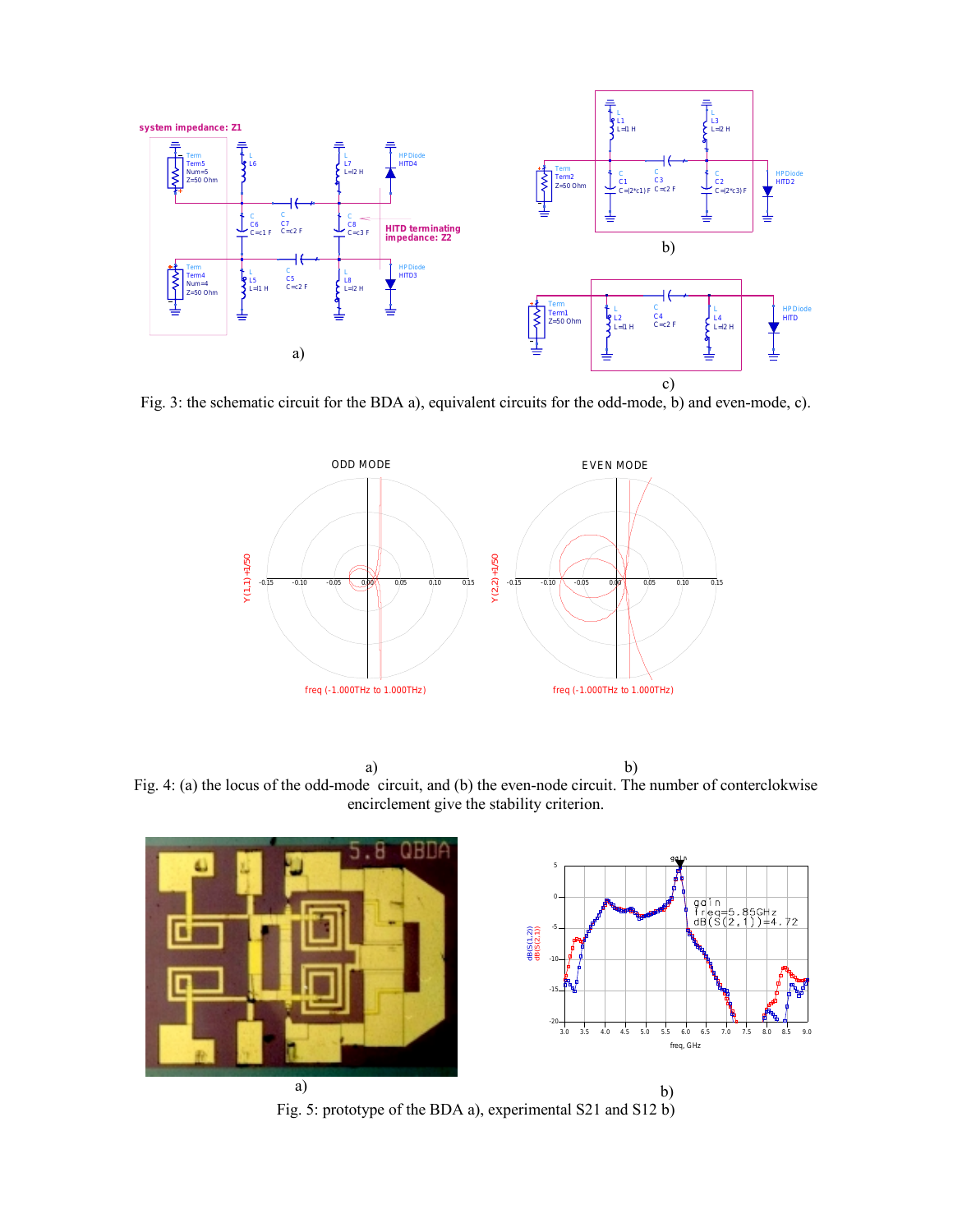system impedance: Z1

Term Term5 Num=5 Z=50 Ohm

Term Term4 Num=4 Z=50 Ohm

L L6

L L7 L=l2 H

HPDiode HITD4

C C6 C=c1 F

C C7 C=c2 F

C C8 C=c3 F

HITD terminating impedance: Z2

L L5 L=l1 H

C C5 C=c2 F

L L8 L=l2 H

HPDiode HITD3

a)

L L1 L=l1 H

L L3 L=l2 H

Term Term2 Z=50 Ohm

C C1 C=(2*c1) F

C C3 C=c2 F

C C2 C=(2*c3) F

HPDiode HITD2

b)

Term Term1 Z=50 Ohm

L L2 L=l1 H

C C4 C=c2 F

L L4 L=l2 H

HPDiode HITD

c)

Fig. 3: the schematic circuit for the BDA a), equivalent circuits for the odd-mode, b) and even-mode, c).

ODD MODE

Y(1,1)+1/50

-0.15 -0.10 -0.05 0.00 0.05 0.10 0.15

freq (-1.000THz to 1.000THz)

EVEN MODE

Y(2,2)+1/50

-0.15 -0.10 -0.05 0.00 0.05 0.10 0.15

freq (-1.000THz to 1.000THz)

a) b)

Fig. 4: (a) the locus of the odd-mode circuit, and (b) the even-node circuit. The number of conterclokwise encirclement give the stability criterion.

5.8 QBDA

gain

freq=5.85GHz

dB(S(2,1))=4.72

dB(S(1,2))

dB(S(2,1))

5 0 -5 -10 -15 -20

3.0 3.5 4.0 4.5 5.0 5.5 6.0 6.5 7.0 7.5 8.0 8.5 9.0

freq, GHz

a) b)

Fig. 5: prototype of the BDA a), experimental S21 and S12 b)